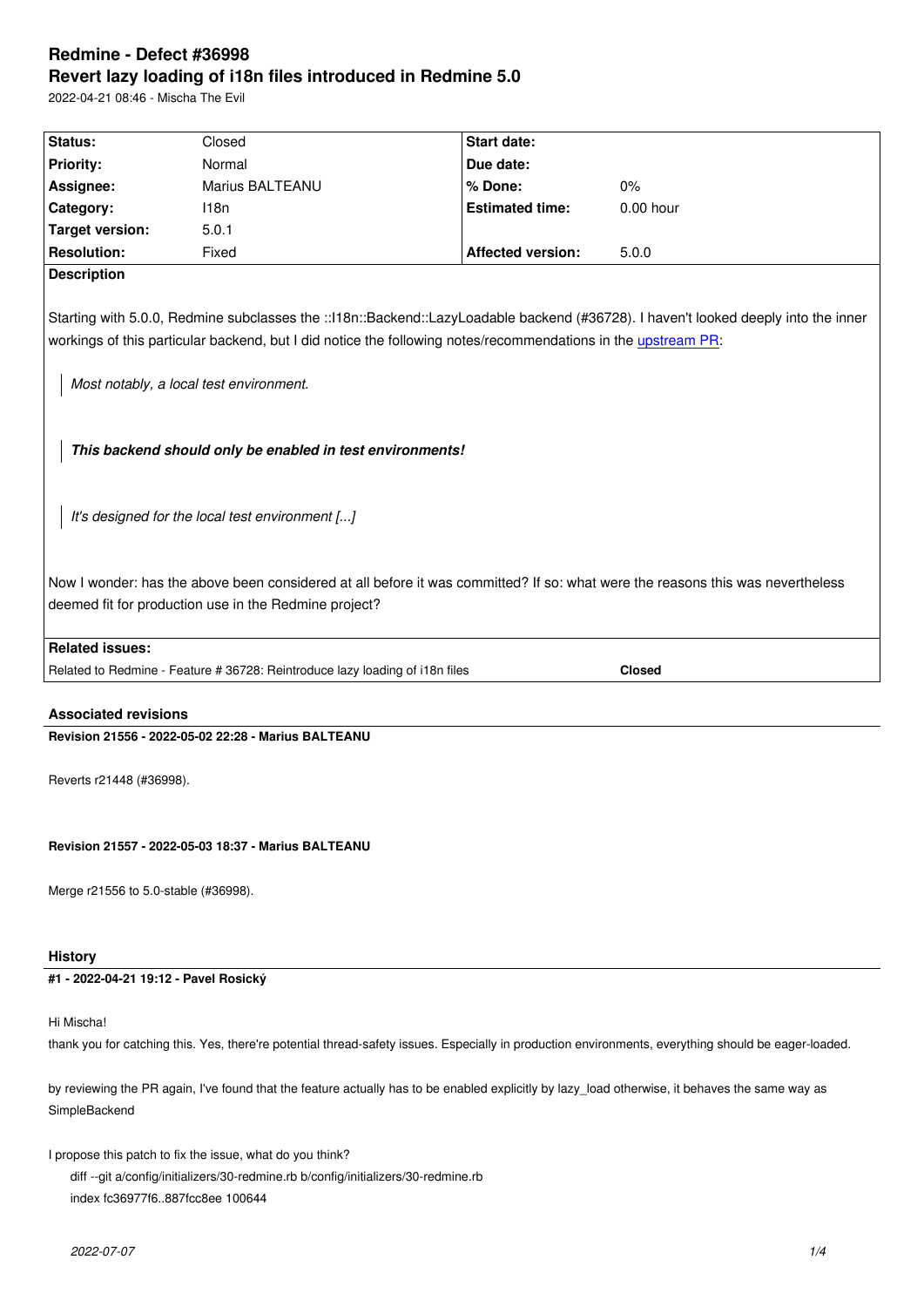# Redmine - Defect #36998

# Revert lazy loading of i18n files introduced in Redmine 5.0

2022-04-21 08:46 - Mischa The Evil

| Status: | Closed | Start date: | |
|---|---|---|---|
| Priority: | Normal | Due date: | |
| Assignee: | Marius BALTEANU | % Done: | 0% |
| Category: | I18n | Estimated time: | 0.00 hour |
| Target version: | 5.0.1 | | |
| Resolution: | Fixed | Affected version: | 5.0.0 |

**Description**

Starting with 5.0.0, Redmine subclasses the ::I18n::Backend::LazyLoadable backend (#36728). I haven't looked deeply into the inner workings of this particular backend, but I did notice the following notes/recommendations in the upstream PR:

> *Most notably, a local test environment.*

> ***This backend should only be enabled in test environments!***

> *It's designed for the local test environment [...]*

Now I wonder: has the above been considered at all before it was committed? If so: what were the reasons this was nevertheless deemed fit for production use in the Redmine project?

**Related issues:**

Related to Redmine - Feature # 36728: Reintroduce lazy loading of i18n files **Closed**

### Associated revisions

**Revision 21556 - 2022-05-02 22:28 - Marius BALTEANU**

Reverts r21448 (#36998).

**Revision 21557 - 2022-05-03 18:37 - Marius BALTEANU**

Merge r21556 to 5.0-stable (#36998).

### History

**#1 - 2022-04-21 19:12 - Pavel Rosický**

Hi Mischa!

thank you for catching this. Yes, there're potential thread-safety issues. Especially in production environments, everything should be eager-loaded.

by reviewing the PR again, I've found that the feature actually has to be enabled explicitly by lazy_load otherwise, it behaves the same way as SimpleBackend

I propose this patch to fix the issue, what do you think?

```
diff --git a/config/initializers/30-redmine.rb b/config/initializers/30-redmine.rb
index fc36977f6..887fcc8ee 100644
```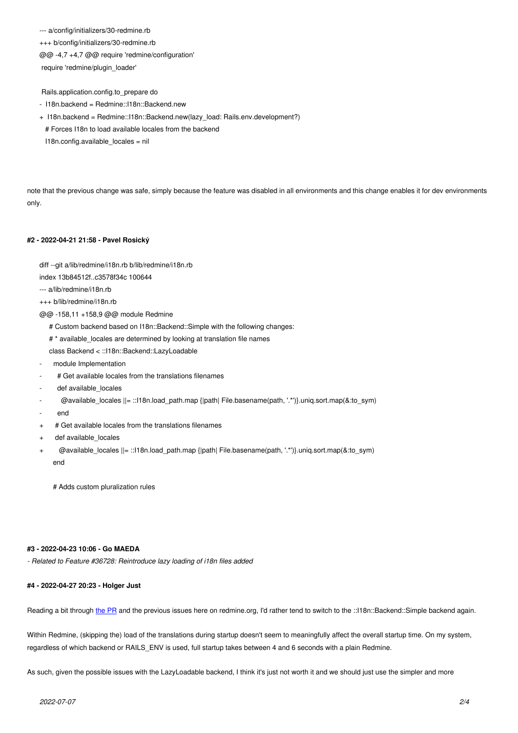```
--- a/config/initializers/30-redmine.rb
+++ b/config/initializers/30-redmine.rb
@@ -4,7 +4,7 @@ require 'redmine/configuration'
 require 'redmine/plugin_loader'

 Rails.application.config.to_prepare do
-  I18n.backend = Redmine::I18n::Backend.new
+  I18n.backend = Redmine::I18n::Backend.new(lazy_load: Rails.env.development?)
   # Forces I18n to load available locales from the backend
   I18n.config.available_locales = nil
```

note that the previous change was safe, simply because the feature was disabled in all environments and this change enables it for dev environments only.

#### #2 - 2022-04-21 21:58 - Pavel Rosický

```
diff --git a/lib/redmine/i18n.rb b/lib/redmine/i18n.rb
index 13b84512f..c3578f34c 100644
--- a/lib/redmine/i18n.rb
+++ b/lib/redmine/i18n.rb
@@ -158,11 +158,9 @@ module Redmine
     # Custom backend based on I18n::Backend::Simple with the following changes:
     # * available_locales are determined by looking at translation file names
     class Backend < ::I18n::Backend::LazyLoadable
-      module Implementation
-        # Get available locales from the translations filenames
-        def available_locales
-          @available_locales ||= ::I18n.load_path.map {|path| File.basename(path, '.*')}.uniq.sort.map(&:to_sym)
-        end
+      # Get available locales from the translations filenames
+      def available_locales
+        @available_locales ||= ::I18n.load_path.map {|path| File.basename(path, '.*')}.uniq.sort.map(&:to_sym)
       end

       # Adds custom pluralization rules
```

#### #3 - 2022-04-23 10:06 - Go MAEDA

*- Related to Feature #36728: Reintroduce lazy loading of i18n files added*

#### #4 - 2022-04-27 20:23 - Holger Just

Reading a bit through the PR and the previous issues here on redmine.org, I'd rather tend to switch to the ::I18n::Backend::Simple backend again.

Within Redmine, (skipping the) load of the translations during startup doesn't seem to meaningfully affect the overall startup time. On my system, regardless of which backend or RAILS_ENV is used, full startup takes between 4 and 6 seconds with a plain Redmine.

As such, given the possible issues with the LazyLoadable backend, I think it's just not worth it and we should just use the simpler and more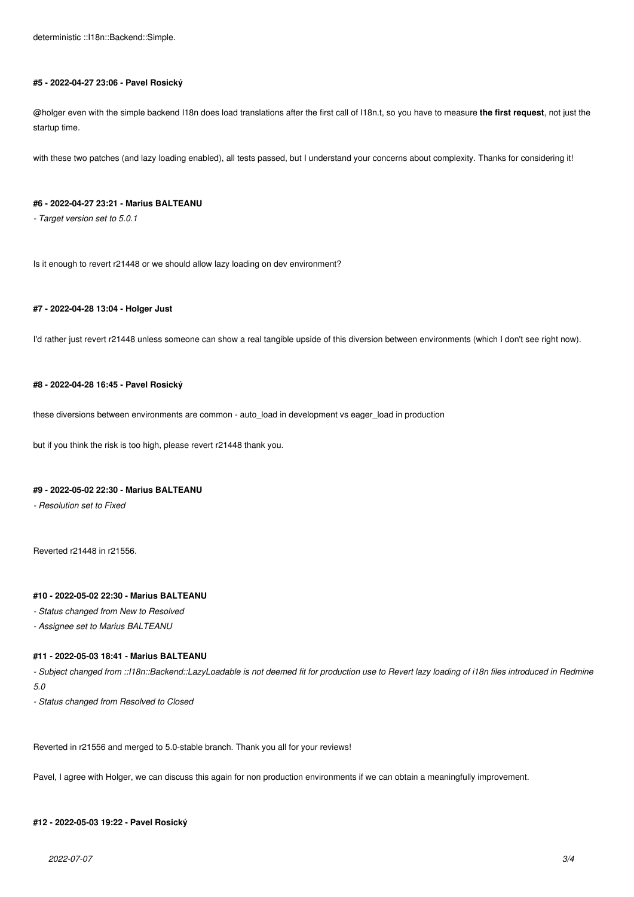deterministic ::I18n::Backend::Simple.

#### #5 - 2022-04-27 23:06 - Pavel Rosický

@holger even with the simple backend I18n does load translations after the first call of I18n.t, so you have to measure **the first request**, not just the startup time.

with these two patches (and lazy loading enabled), all tests passed, but I understand your concerns about complexity. Thanks for considering it!

#### #6 - 2022-04-27 23:21 - Marius BALTEANU

*- Target version set to 5.0.1*

Is it enough to revert r21448 or we should allow lazy loading on dev environment?

#### #7 - 2022-04-28 13:04 - Holger Just

I'd rather just revert r21448 unless someone can show a real tangible upside of this diversion between environments (which I don't see right now).

#### #8 - 2022-04-28 16:45 - Pavel Rosický

these diversions between environments are common - auto_load in development vs eager_load in production

but if you think the risk is too high, please revert r21448 thank you.

#### #9 - 2022-05-02 22:30 - Marius BALTEANU

*- Resolution set to Fixed*

Reverted r21448 in r21556.

#### #10 - 2022-05-02 22:30 - Marius BALTEANU

*- Status changed from New to Resolved*
*- Assignee set to Marius BALTEANU*

#### #11 - 2022-05-03 18:41 - Marius BALTEANU

*- Subject changed from ::I18n::Backend::LazyLoadable is not deemed fit for production use to Revert lazy loading of i18n files introduced in Redmine 5.0*
*- Status changed from Resolved to Closed*

Reverted in r21556 and merged to 5.0-stable branch. Thank you all for your reviews!

Pavel, I agree with Holger, we can discuss this again for non production environments if we can obtain a meaningfully improvement.

#### #12 - 2022-05-03 19:22 - Pavel Rosický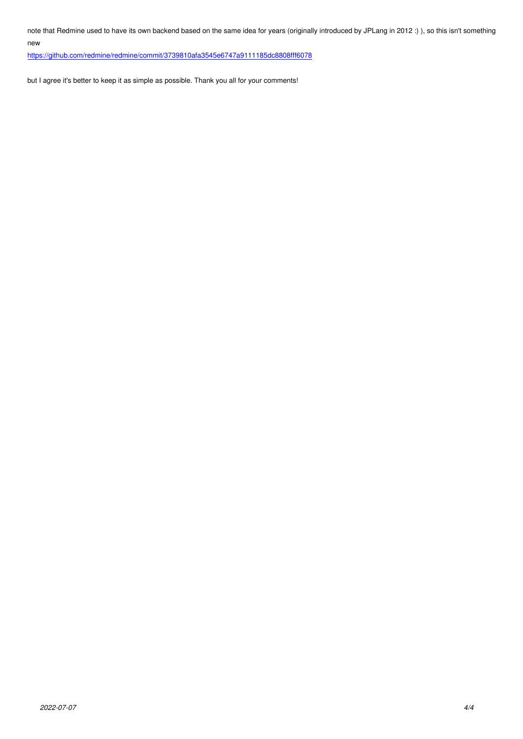note that Redmine used to have its own backend based on the same idea for years (originally introduced by JPLang in 2012 :) ), so this isn't something new

https://github.com/redmine/redmine/commit/3739810afa3545e6747a9111185dc8808fff6078

but I agree it's better to keep it as simple as possible. Thank you all for your comments!